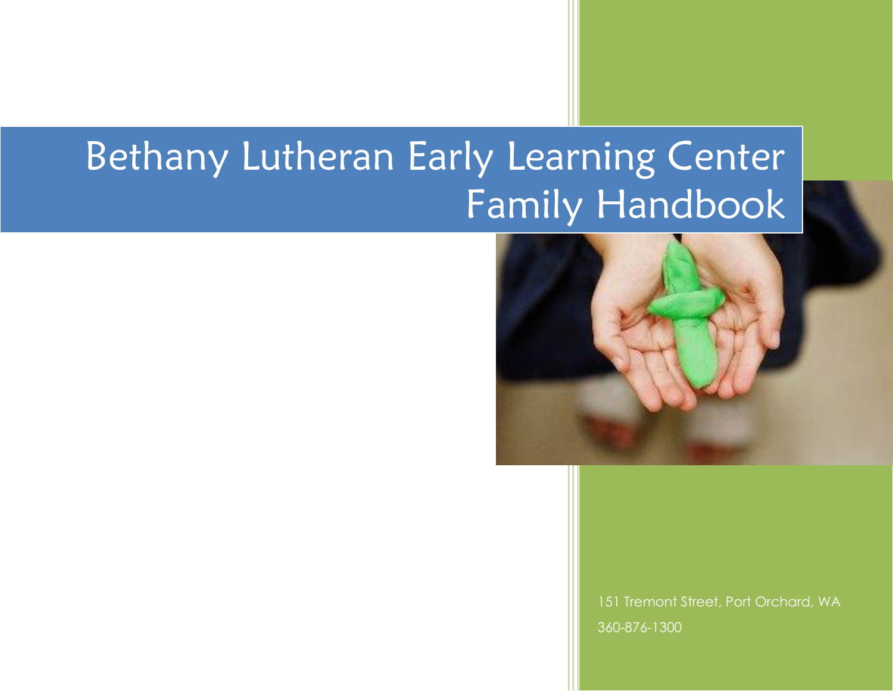# Bethany Lutheran Early Learning Center Family Handbook

151 Tremont Street, Port Orchard, WA

360-876-1300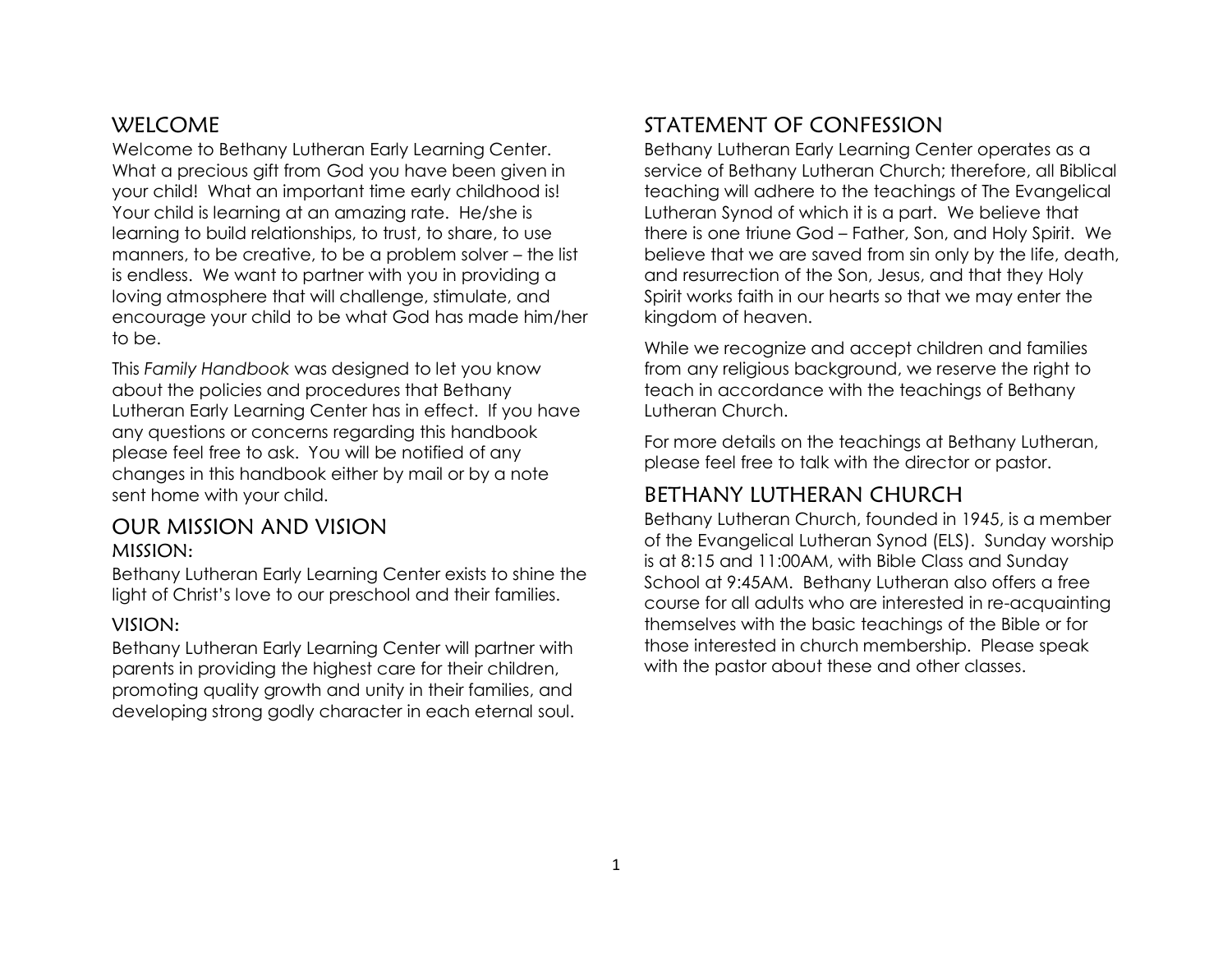## WELCOME

Welcome to Bethany Lutheran Early Learning Center. What a precious gift from God you have been given in your child! What an important time early childhood is! Your child is learning at an amazing rate. He/she is learning to build relationships, to trust, to share, to use manners, to be creative, to be a problem solver – the list is endless. We want to partner with you in providing a loving atmosphere that will challenge, stimulate, and encourage your child to be what God has made him/her to be.

This *Family Handbook* was designed to let you know about the policies and procedures that Bethany Lutheran Early Learning Center has in effect. If you have any questions or concerns regarding this handbook please feel free to ask. You will be notified of any changes in this handbook either by mail or by a note sent home with your child.

## OUR MISSION AND VISION

### MISSION:

Bethany Lutheran Early Learning Center exists to shine the light of Christ's love to our preschool and their families.

### VISION:

Bethany Lutheran Early Learning Center will partner with parents in providing the highest care for their children, promoting quality growth and unity in their families, and developing strong godly character in each eternal soul.

## STATEMENT OF CONFESSION

Bethany Lutheran Early Learning Center operates as a service of Bethany Lutheran Church; therefore, all Biblical teaching will adhere to the teachings of The Evangelical Lutheran Synod of which it is a part. We believe that there is one triune God – Father, Son, and Holy Spirit. We believe that we are saved from sin only by the life, death, and resurrection of the Son, Jesus, and that they Holy Spirit works faith in our hearts so that we may enter the kingdom of heaven.

While we recognize and accept children and families from any religious background, we reserve the right to teach in accordance with the teachings of Bethany Lutheran Church.

For more details on the teachings at Bethany Lutheran, please feel free to talk with the director or pastor.

## BETHANY LUTHERAN CHURCH

Bethany Lutheran Church, founded in 1945, is a member of the Evangelical Lutheran Synod (ELS). Sunday worship is at 8:15 and 11:00AM, with Bible Class and Sunday School at 9:45AM. Bethany Lutheran also offers a free course for all adults who are interested in re-acquainting themselves with the basic teachings of the Bible or for those interested in church membership. Please speak with the pastor about these and other classes.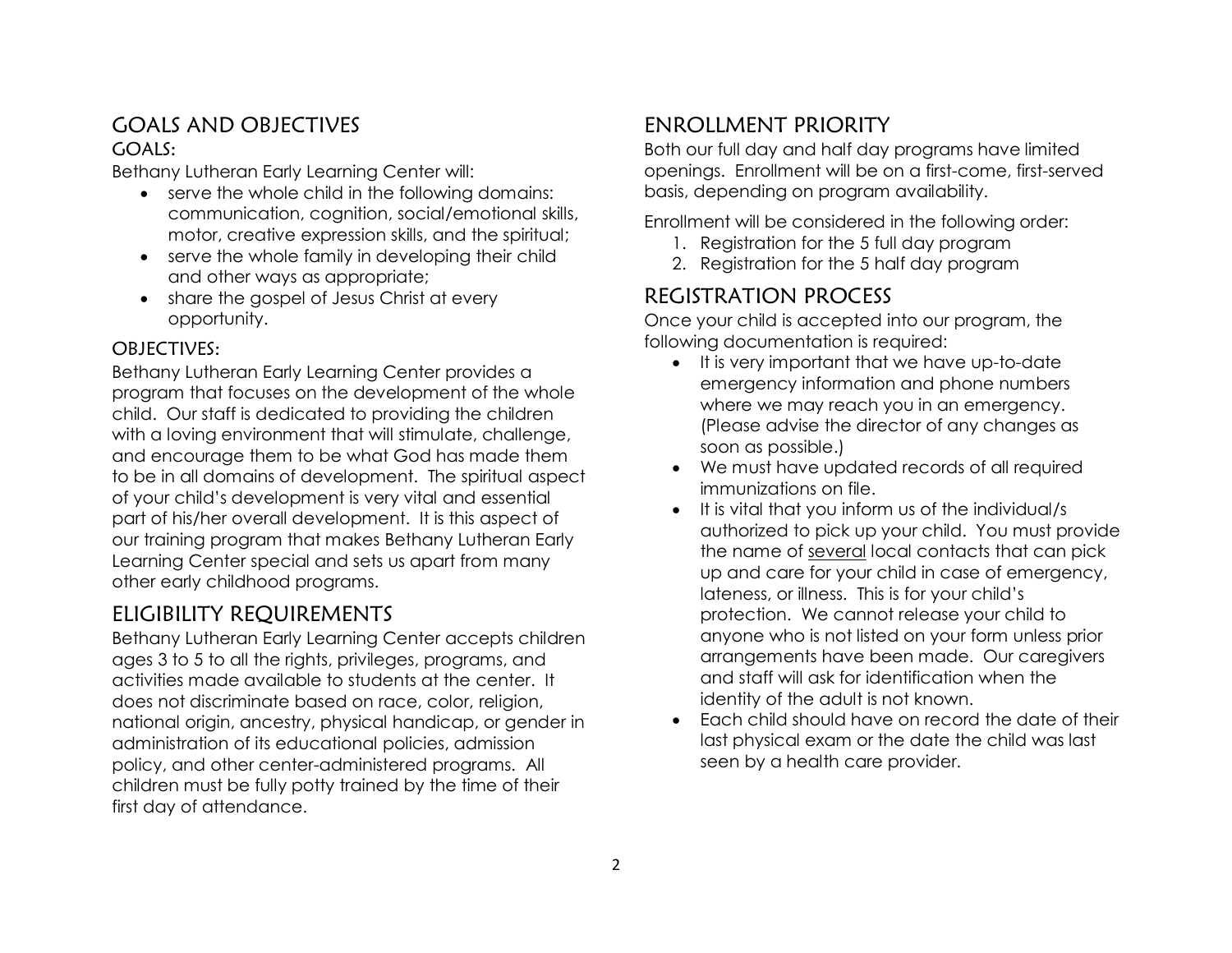## GOALS AND OBJECTIVES

### GOALS:

Bethany Lutheran Early Learning Center will:

- serve the whole child in the following domains: communication, cognition, social/emotional skills, motor, creative expression skills, and the spiritual;
- serve the whole family in developing their child and other ways as appropriate;
- share the gospel of Jesus Christ at every opportunity.

### OBJECTIVES:

Bethany Lutheran Early Learning Center provides a program that focuses on the development of the whole child. Our staff is dedicated to providing the children with a loving environment that will stimulate, challenge, and encourage them to be what God has made them to be in all domains of development. The spiritual aspect of your child's development is very vital and essential part of his/her overall development. It is this aspect of our training program that makes Bethany Lutheran Early Learning Center special and sets us apart from many other early childhood programs.

## ELIGIBILITY REQUIREMENTS

Bethany Lutheran Early Learning Center accepts children ages 3 to 5 to all the rights, privileges, programs, and activities made available to students at the center. It does not discriminate based on race, color, religion, national origin, ancestry, physical handicap, or gender in administration of its educational policies, admission policy, and other center-administered programs. All children must be fully potty trained by the time of their first day of attendance.

## ENROLLMENT PRIORITY

Both our full day and half day programs have limited openings. Enrollment will be on a first-come, first-served basis, depending on program availability.

Enrollment will be considered in the following order:

1. Registration for the 5 full day program
2. Registration for the 5 half day program

## REGISTRATION PROCESS

Once your child is accepted into our program, the following documentation is required:

- It is very important that we have up-to-date emergency information and phone numbers where we may reach you in an emergency. (Please advise the director of any changes as soon as possible.)
- We must have updated records of all required immunizations on file.
- It is vital that you inform us of the individual/s authorized to pick up your child. You must provide the name of several local contacts that can pick up and care for your child in case of emergency, lateness, or illness. This is for your child's protection. We cannot release your child to anyone who is not listed on your form unless prior arrangements have been made. Our caregivers and staff will ask for identification when the identity of the adult is not known.
- Each child should have on record the date of their last physical exam or the date the child was last seen by a health care provider.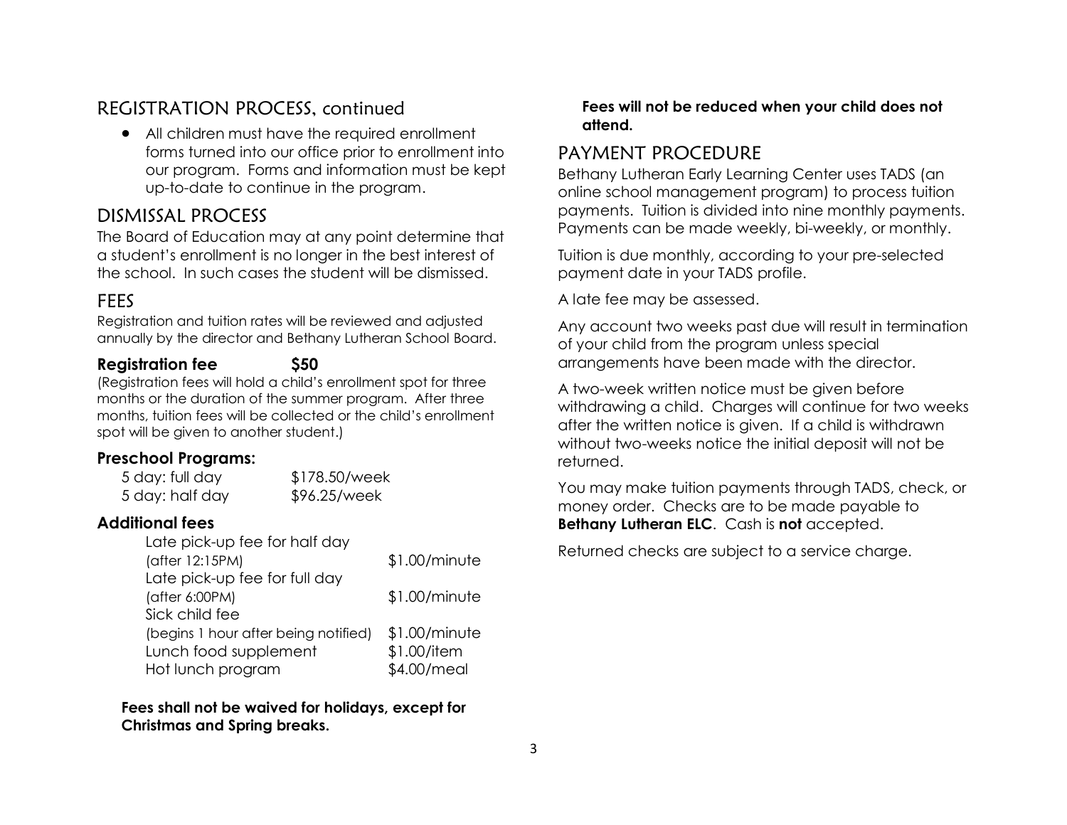## REGISTRATION PROCESS, continued

- All children must have the required enrollment forms turned into our office prior to enrollment into our program. Forms and information must be kept up-to-date to continue in the program.

## DISMISSAL PROCESS

The Board of Education may at any point determine that a student's enrollment is no longer in the best interest of the school. In such cases the student will be dismissed.

## FEES

Registration and tuition rates will be reviewed and adjusted annually by the director and Bethany Lutheran School Board.

**Registration fee $50**

(Registration fees will hold a child's enrollment spot for three months or the duration of the summer program. After three months, tuition fees will be collected or the child's enrollment spot will be given to another student.)

### Preschool Programs:

| | |
|---|---|
| 5 day: full day | $178.50/week |
| 5 day: half day | $96.25/week |

### Additional fees

| | |
|---|---|
| Late pick-up fee for half day (after 12:15PM) | $1.00/minute |
| Late pick-up fee for full day (after 6:00PM) | $1.00/minute |
| Sick child fee (begins 1 hour after being notified) | $1.00/minute |
| Lunch food supplement | $1.00/item |
| Hot lunch program | $4.00/meal |

**Fees shall not be waived for holidays, except for Christmas and Spring breaks.**

**Fees will not be reduced when your child does not attend.**

## PAYMENT PROCEDURE

Bethany Lutheran Early Learning Center uses TADS (an online school management program) to process tuition payments. Tuition is divided into nine monthly payments. Payments can be made weekly, bi-weekly, or monthly.

Tuition is due monthly, according to your pre-selected payment date in your TADS profile.

A late fee may be assessed.

Any account two weeks past due will result in termination of your child from the program unless special arrangements have been made with the director.

A two-week written notice must be given before withdrawing a child. Charges will continue for two weeks after the written notice is given. If a child is withdrawn without two-weeks notice the initial deposit will not be returned.

You may make tuition payments through TADS, check, or money order. Checks are to be made payable to **Bethany Lutheran ELC**. Cash is **not** accepted.

Returned checks are subject to a service charge.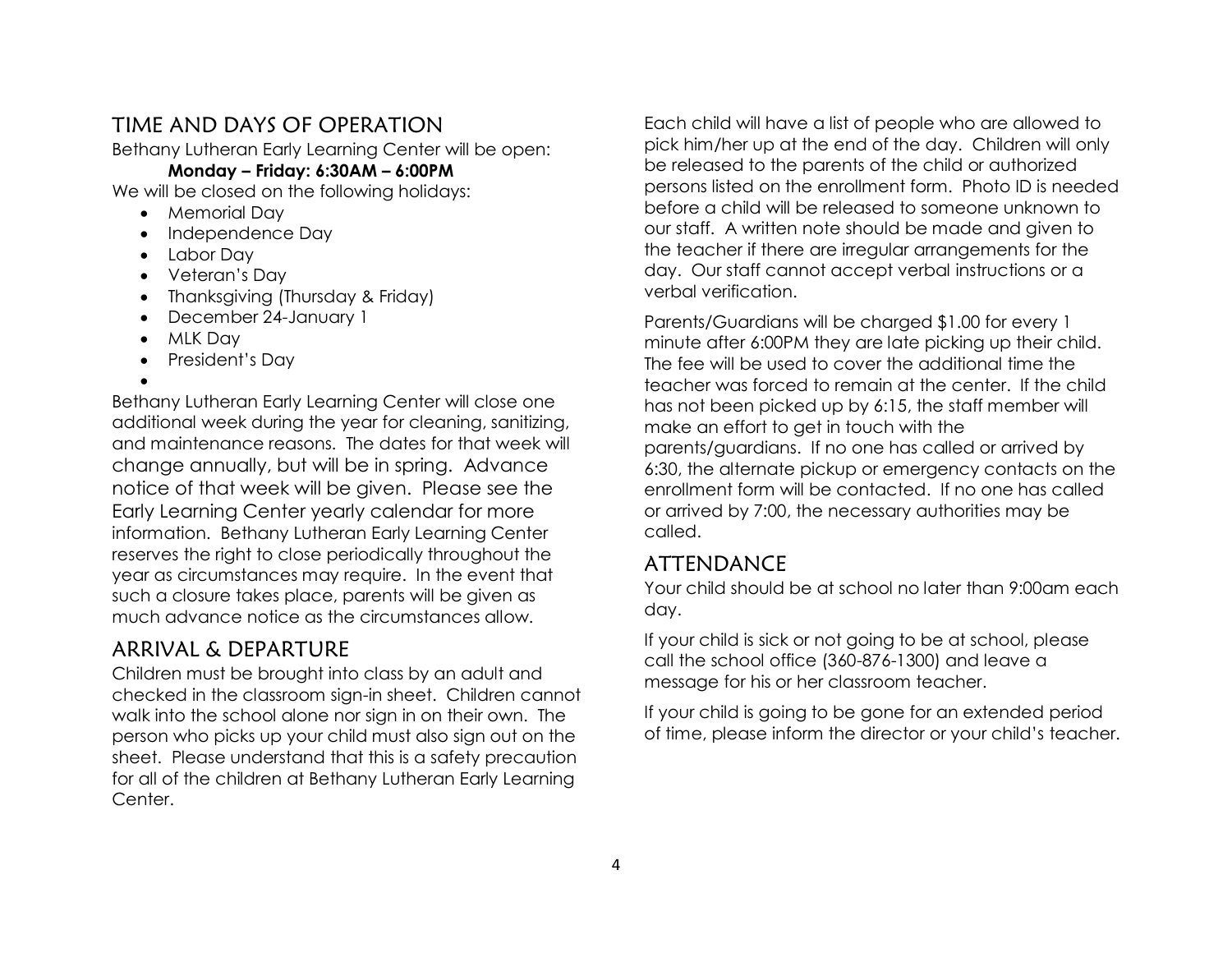## TIME AND DAYS OF OPERATION

Bethany Lutheran Early Learning Center will be open:

**Monday – Friday: 6:30AM – 6:00PM**

We will be closed on the following holidays:

- Memorial Day
- Independence Day
- Labor Day
- Veteran's Day
- Thanksgiving (Thursday & Friday)
- December 24-January 1
- MLK Day
- President's Day

Bethany Lutheran Early Learning Center will close one additional week during the year for cleaning, sanitizing, and maintenance reasons. The dates for that week will change annually, but will be in spring. Advance notice of that week will be given. Please see the Early Learning Center yearly calendar for more information. Bethany Lutheran Early Learning Center reserves the right to close periodically throughout the year as circumstances may require. In the event that such a closure takes place, parents will be given as much advance notice as the circumstances allow.

## ARRIVAL & DEPARTURE

Children must be brought into class by an adult and checked in the classroom sign-in sheet. Children cannot walk into the school alone nor sign in on their own. The person who picks up your child must also sign out on the sheet. Please understand that this is a safety precaution for all of the children at Bethany Lutheran Early Learning Center.

Each child will have a list of people who are allowed to pick him/her up at the end of the day. Children will only be released to the parents of the child or authorized persons listed on the enrollment form. Photo ID is needed before a child will be released to someone unknown to our staff. A written note should be made and given to the teacher if there are irregular arrangements for the day. Our staff cannot accept verbal instructions or a verbal verification.

Parents/Guardians will be charged $1.00 for every 1 minute after 6:00PM they are late picking up their child. The fee will be used to cover the additional time the teacher was forced to remain at the center. If the child has not been picked up by 6:15, the staff member will make an effort to get in touch with the parents/guardians. If no one has called or arrived by 6:30, the alternate pickup or emergency contacts on the enrollment form will be contacted. If no one has called or arrived by 7:00, the necessary authorities may be called.

## ATTENDANCE

Your child should be at school no later than 9:00am each day.

If your child is sick or not going to be at school, please call the school office (360-876-1300) and leave a message for his or her classroom teacher.

If your child is going to be gone for an extended period of time, please inform the director or your child's teacher.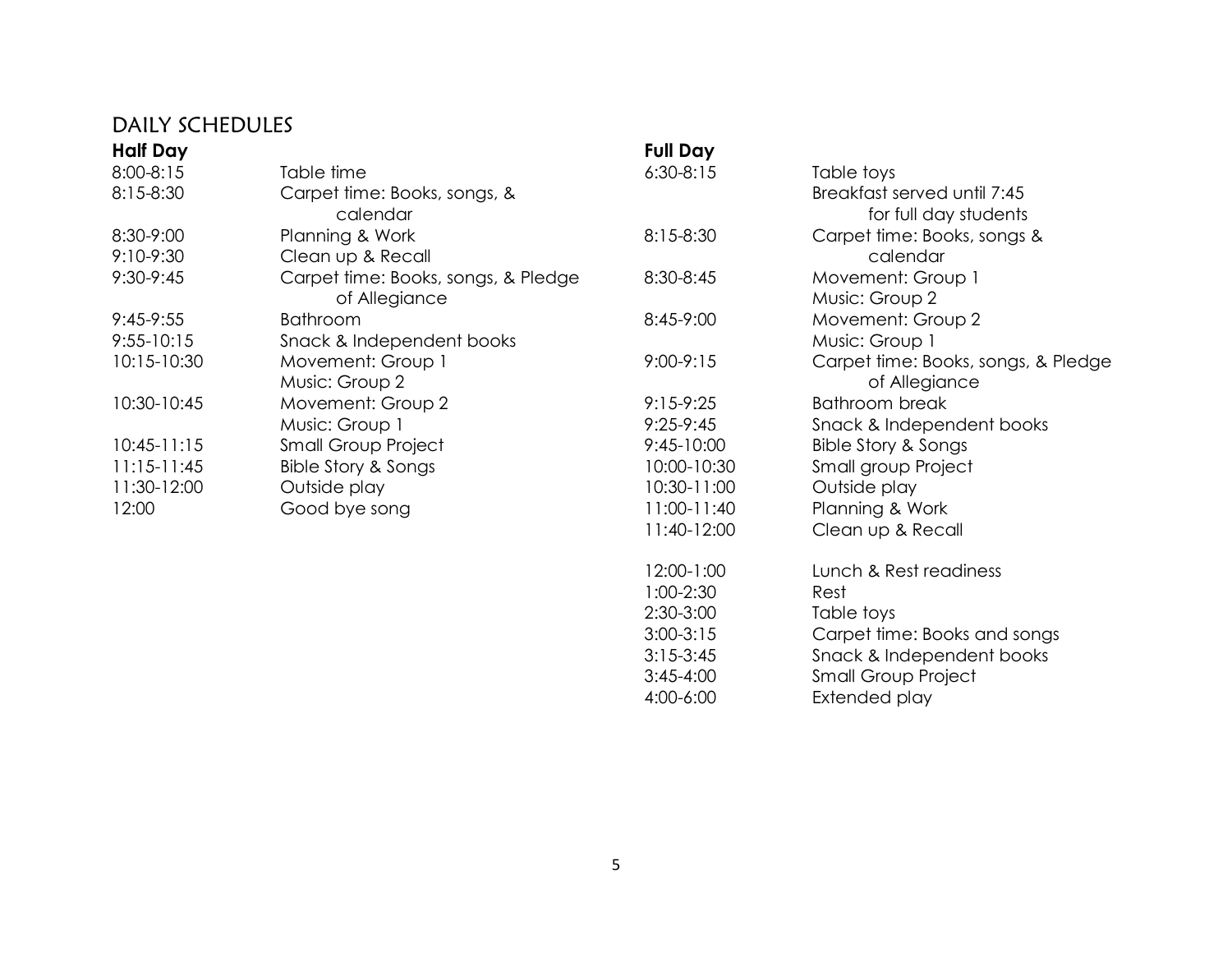## DAILY SCHEDULES

### Half Day

| Time | Activity |
|---|---|
| 8:00-8:15 | Table time |
| 8:15-8:30 | Carpet time: Books, songs, & calendar |
| 8:30-9:00 | Planning & Work |
| 9:10-9:30 | Clean up & Recall |
| 9:30-9:45 | Carpet time: Books, songs, & Pledge of Allegiance |
| 9:45-9:55 | Bathroom |
| 9:55-10:15 | Snack & Independent books |
| 10:15-10:30 | Movement: Group 1<br>Music: Group 2 |
| 10:30-10:45 | Movement: Group 2<br>Music: Group 1 |
| 10:45-11:15 | Small Group Project |
| 11:15-11:45 | Bible Story & Songs |
| 11:30-12:00 | Outside play |
| 12:00 | Good bye song |

### Full Day

| Time | Activity |
|---|---|
| 6:30-8:15 | Table toys<br>Breakfast served until 7:45 for full day students |
| 8:15-8:30 | Carpet time: Books, songs & calendar |
| 8:30-8:45 | Movement: Group 1<br>Music: Group 2 |
| 8:45-9:00 | Movement: Group 2<br>Music: Group 1 |
| 9:00-9:15 | Carpet time: Books, songs, & Pledge of Allegiance |
| 9:15-9:25 | Bathroom break |
| 9:25-9:45 | Snack & Independent books |
| 9:45-10:00 | Bible Story & Songs |
| 10:00-10:30 | Small group Project |
| 10:30-11:00 | Outside play |
| 11:00-11:40 | Planning & Work |
| 11:40-12:00 | Clean up & Recall |
| 12:00-1:00 | Lunch & Rest readiness |
| 1:00-2:30 | Rest |
| 2:30-3:00 | Table toys |
| 3:00-3:15 | Carpet time: Books and songs |
| 3:15-3:45 | Snack & Independent books |
| 3:45-4:00 | Small Group Project |
| 4:00-6:00 | Extended play |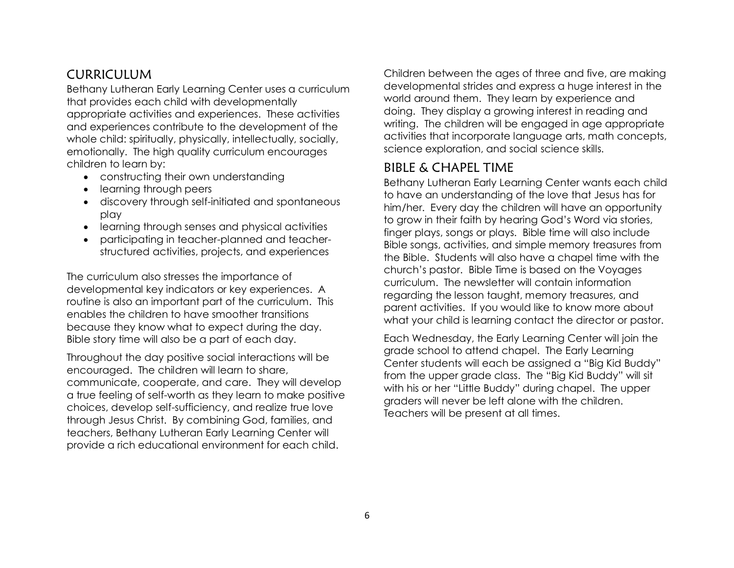## CURRICULUM

Bethany Lutheran Early Learning Center uses a curriculum that provides each child with developmentally appropriate activities and experiences. These activities and experiences contribute to the development of the whole child: spiritually, physically, intellectually, socially, emotionally. The high quality curriculum encourages children to learn by:

- constructing their own understanding
- learning through peers
- discovery through self-initiated and spontaneous play
- learning through senses and physical activities
- participating in teacher-planned and teacher-structured activities, projects, and experiences

The curriculum also stresses the importance of developmental key indicators or key experiences. A routine is also an important part of the curriculum. This enables the children to have smoother transitions because they know what to expect during the day. Bible story time will also be a part of each day.

Throughout the day positive social interactions will be encouraged. The children will learn to share, communicate, cooperate, and care. They will develop a true feeling of self-worth as they learn to make positive choices, develop self-sufficiency, and realize true love through Jesus Christ. By combining God, families, and teachers, Bethany Lutheran Early Learning Center will provide a rich educational environment for each child.

Children between the ages of three and five, are making developmental strides and express a huge interest in the world around them. They learn by experience and doing. They display a growing interest in reading and writing. The children will be engaged in age appropriate activities that incorporate language arts, math concepts, science exploration, and social science skills.

## BIBLE & CHAPEL TIME

Bethany Lutheran Early Learning Center wants each child to have an understanding of the love that Jesus has for him/her. Every day the children will have an opportunity to grow in their faith by hearing God's Word via stories, finger plays, songs or plays. Bible time will also include Bible songs, activities, and simple memory treasures from the Bible. Students will also have a chapel time with the church's pastor. Bible Time is based on the Voyages curriculum. The newsletter will contain information regarding the lesson taught, memory treasures, and parent activities. If you would like to know more about what your child is learning contact the director or pastor.

Each Wednesday, the Early Learning Center will join the grade school to attend chapel. The Early Learning Center students will each be assigned a "Big Kid Buddy" from the upper grade class. The "Big Kid Buddy" will sit with his or her "Little Buddy" during chapel. The upper graders will never be left alone with the children. Teachers will be present at all times.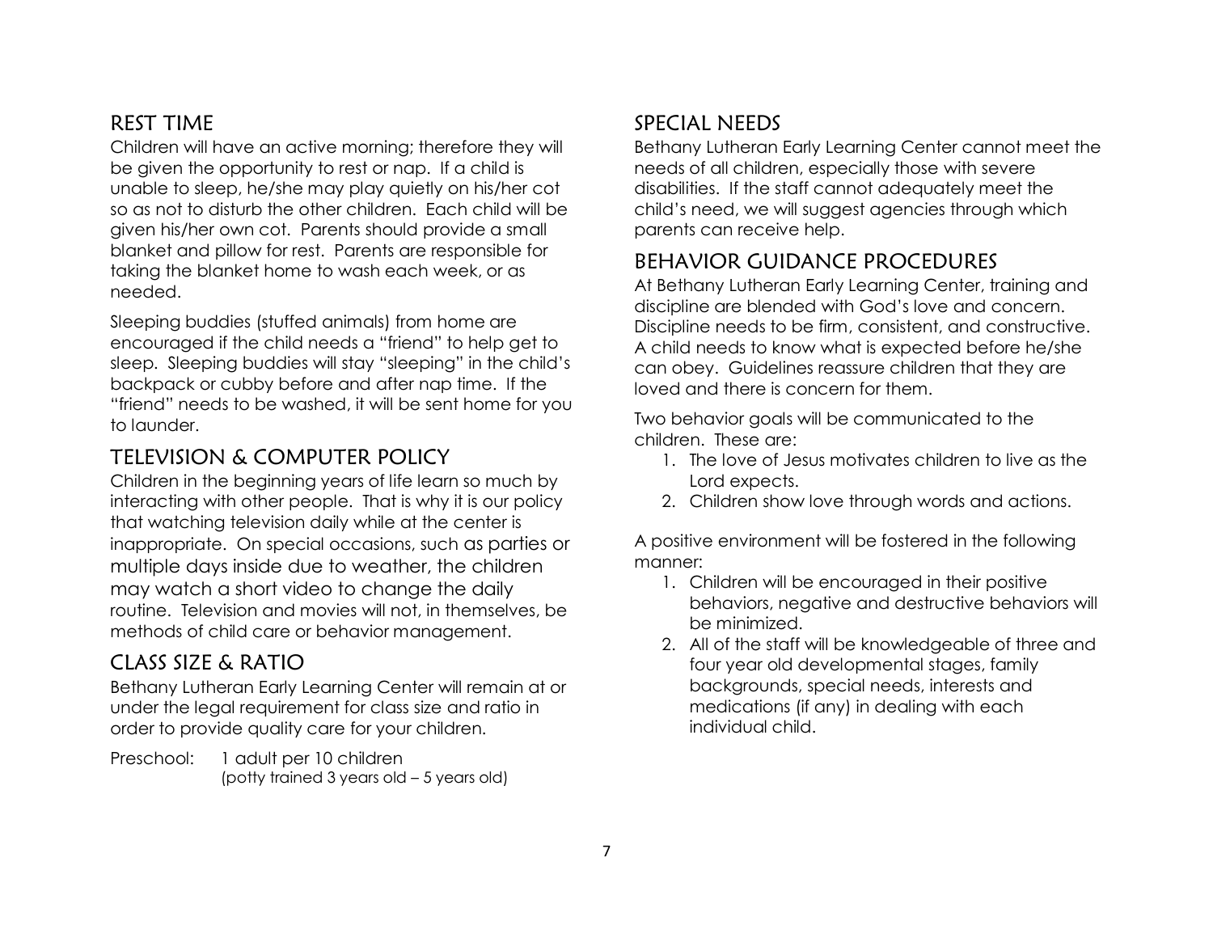## REST TIME

Children will have an active morning; therefore they will be given the opportunity to rest or nap. If a child is unable to sleep, he/she may play quietly on his/her cot so as not to disturb the other children. Each child will be given his/her own cot. Parents should provide a small blanket and pillow for rest. Parents are responsible for taking the blanket home to wash each week, or as needed.

Sleeping buddies (stuffed animals) from home are encouraged if the child needs a "friend" to help get to sleep. Sleeping buddies will stay "sleeping" in the child's backpack or cubby before and after nap time. If the "friend" needs to be washed, it will be sent home for you to launder.

## TELEVISION & COMPUTER POLICY

Children in the beginning years of life learn so much by interacting with other people. That is why it is our policy that watching television daily while at the center is inappropriate. On special occasions, such as parties or multiple days inside due to weather, the children may watch a short video to change the daily routine. Television and movies will not, in themselves, be methods of child care or behavior management.

## CLASS SIZE & RATIO

Bethany Lutheran Early Learning Center will remain at or under the legal requirement for class size and ratio in order to provide quality care for your children.

Preschool: 1 adult per 10 children
(potty trained 3 years old – 5 years old)

## SPECIAL NEEDS

Bethany Lutheran Early Learning Center cannot meet the needs of all children, especially those with severe disabilities. If the staff cannot adequately meet the child's need, we will suggest agencies through which parents can receive help.

## BEHAVIOR GUIDANCE PROCEDURES

At Bethany Lutheran Early Learning Center, training and discipline are blended with God's love and concern. Discipline needs to be firm, consistent, and constructive. A child needs to know what is expected before he/she can obey. Guidelines reassure children that they are loved and there is concern for them.

Two behavior goals will be communicated to the children. These are:

1. The love of Jesus motivates children to live as the Lord expects.
2. Children show love through words and actions.

A positive environment will be fostered in the following manner:

1. Children will be encouraged in their positive behaviors, negative and destructive behaviors will be minimized.
2. All of the staff will be knowledgeable of three and four year old developmental stages, family backgrounds, special needs, interests and medications (if any) in dealing with each individual child.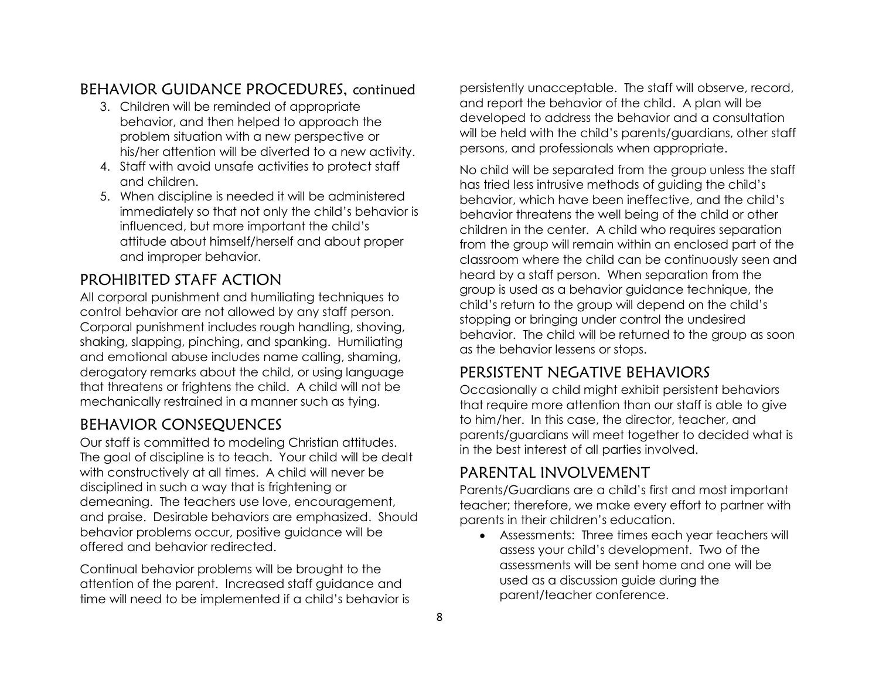## BEHAVIOR GUIDANCE PROCEDURES, continued

3. Children will be reminded of appropriate behavior, and then helped to approach the problem situation with a new perspective or his/her attention will be diverted to a new activity.
4. Staff with avoid unsafe activities to protect staff and children.
5. When discipline is needed it will be administered immediately so that not only the child's behavior is influenced, but more important the child's attitude about himself/herself and about proper and improper behavior.

## PROHIBITED STAFF ACTION

All corporal punishment and humiliating techniques to control behavior are not allowed by any staff person. Corporal punishment includes rough handling, shoving, shaking, slapping, pinching, and spanking. Humiliating and emotional abuse includes name calling, shaming, derogatory remarks about the child, or using language that threatens or frightens the child. A child will not be mechanically restrained in a manner such as tying.

## BEHAVIOR CONSEQUENCES

Our staff is committed to modeling Christian attitudes. The goal of discipline is to teach. Your child will be dealt with constructively at all times. A child will never be disciplined in such a way that is frightening or demeaning. The teachers use love, encouragement, and praise. Desirable behaviors are emphasized. Should behavior problems occur, positive guidance will be offered and behavior redirected.

Continual behavior problems will be brought to the attention of the parent. Increased staff guidance and time will need to be implemented if a child's behavior is persistently unacceptable. The staff will observe, record, and report the behavior of the child. A plan will be developed to address the behavior and a consultation will be held with the child's parents/guardians, other staff persons, and professionals when appropriate.

No child will be separated from the group unless the staff has tried less intrusive methods of guiding the child's behavior, which have been ineffective, and the child's behavior threatens the well being of the child or other children in the center. A child who requires separation from the group will remain within an enclosed part of the classroom where the child can be continuously seen and heard by a staff person. When separation from the group is used as a behavior guidance technique, the child's return to the group will depend on the child's stopping or bringing under control the undesired behavior. The child will be returned to the group as soon as the behavior lessens or stops.

## PERSISTENT NEGATIVE BEHAVIORS

Occasionally a child might exhibit persistent behaviors that require more attention than our staff is able to give to him/her. In this case, the director, teacher, and parents/guardians will meet together to decided what is in the best interest of all parties involved.

## PARENTAL INVOLVEMENT

Parents/Guardians are a child's first and most important teacher; therefore, we make every effort to partner with parents in their children's education.

- Assessments: Three times each year teachers will assess your child's development. Two of the assessments will be sent home and one will be used as a discussion guide during the parent/teacher conference.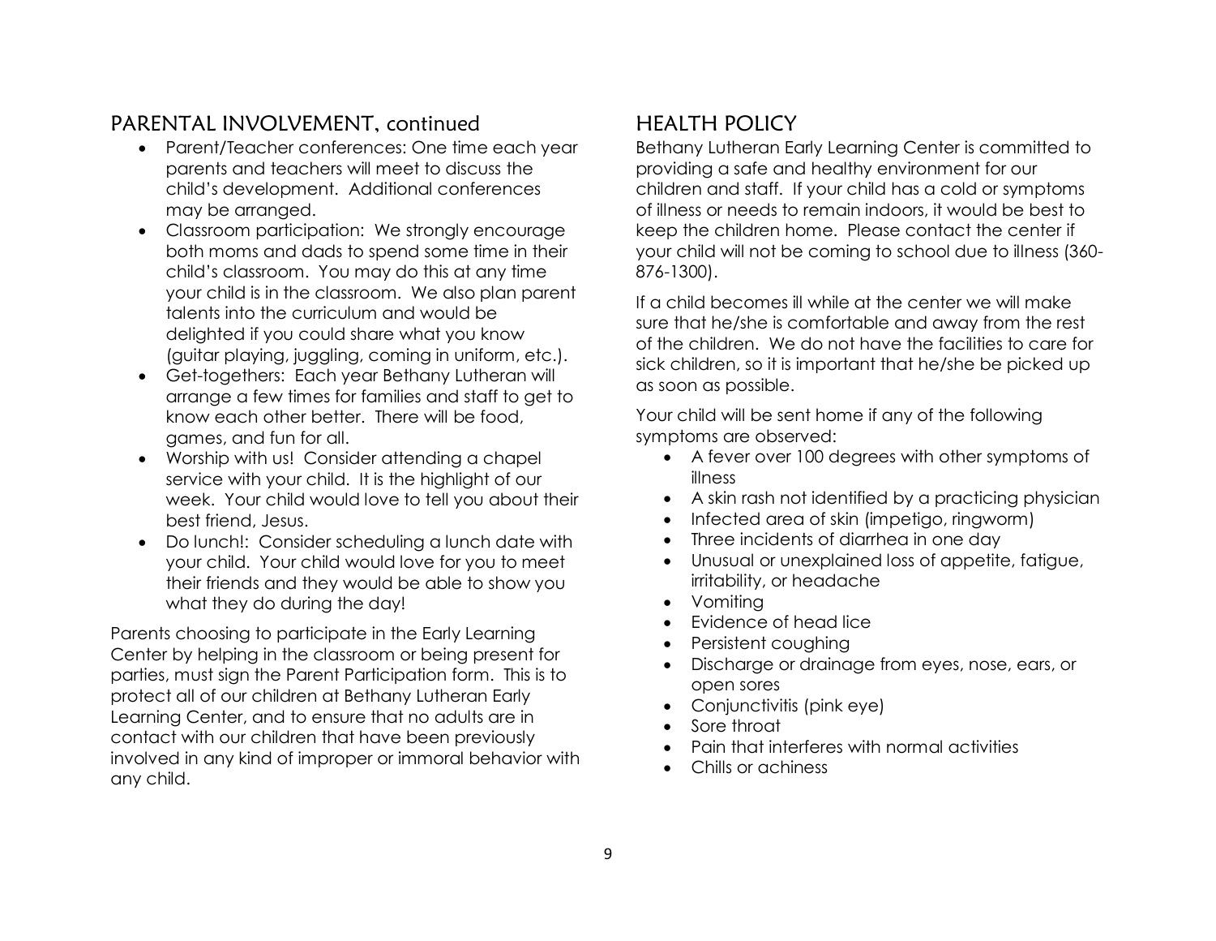## PARENTAL INVOLVEMENT, continued

- Parent/Teacher conferences: One time each year parents and teachers will meet to discuss the child's development. Additional conferences may be arranged.
- Classroom participation: We strongly encourage both moms and dads to spend some time in their child's classroom. You may do this at any time your child is in the classroom. We also plan parent talents into the curriculum and would be delighted if you could share what you know (guitar playing, juggling, coming in uniform, etc.).
- Get-togethers: Each year Bethany Lutheran will arrange a few times for families and staff to get to know each other better. There will be food, games, and fun for all.
- Worship with us! Consider attending a chapel service with your child. It is the highlight of our week. Your child would love to tell you about their best friend, Jesus.
- Do lunch!: Consider scheduling a lunch date with your child. Your child would love for you to meet their friends and they would be able to show you what they do during the day!

Parents choosing to participate in the Early Learning Center by helping in the classroom or being present for parties, must sign the Parent Participation form. This is to protect all of our children at Bethany Lutheran Early Learning Center, and to ensure that no adults are in contact with our children that have been previously involved in any kind of improper or immoral behavior with any child.

## HEALTH POLICY

Bethany Lutheran Early Learning Center is committed to providing a safe and healthy environment for our children and staff. If your child has a cold or symptoms of illness or needs to remain indoors, it would be best to keep the children home. Please contact the center if your child will not be coming to school due to illness (360-876-1300).

If a child becomes ill while at the center we will make sure that he/she is comfortable and away from the rest of the children. We do not have the facilities to care for sick children, so it is important that he/she be picked up as soon as possible.

Your child will be sent home if any of the following symptoms are observed:

- A fever over 100 degrees with other symptoms of illness
- A skin rash not identified by a practicing physician
- Infected area of skin (impetigo, ringworm)
- Three incidents of diarrhea in one day
- Unusual or unexplained loss of appetite, fatigue, irritability, or headache
- Vomiting
- Evidence of head lice
- Persistent coughing
- Discharge or drainage from eyes, nose, ears, or open sores
- Conjunctivitis (pink eye)
- Sore throat
- Pain that interferes with normal activities
- Chills or achiness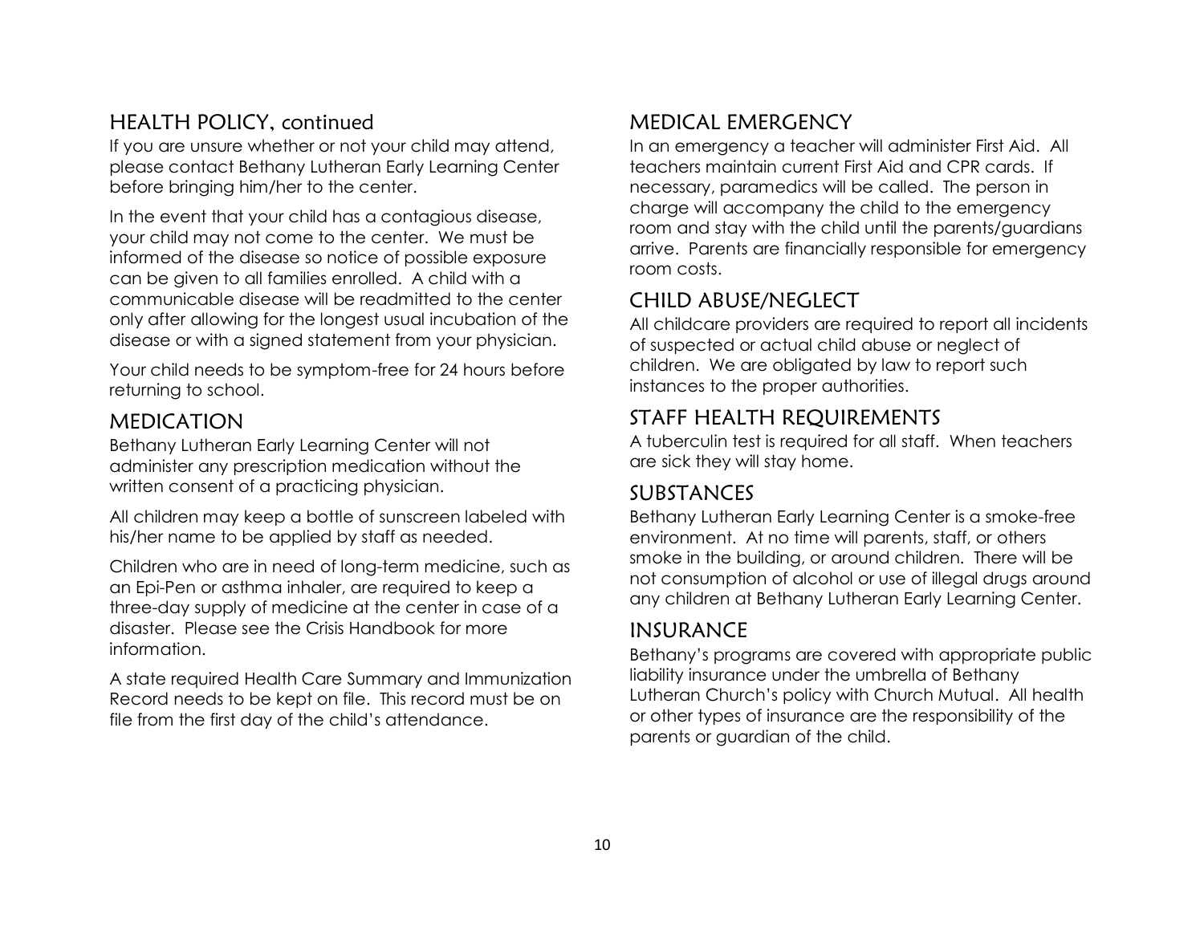## HEALTH POLICY, continued

If you are unsure whether or not your child may attend, please contact Bethany Lutheran Early Learning Center before bringing him/her to the center.

In the event that your child has a contagious disease, your child may not come to the center. We must be informed of the disease so notice of possible exposure can be given to all families enrolled. A child with a communicable disease will be readmitted to the center only after allowing for the longest usual incubation of the disease or with a signed statement from your physician.

Your child needs to be symptom-free for 24 hours before returning to school.

## MEDICATION

Bethany Lutheran Early Learning Center will not administer any prescription medication without the written consent of a practicing physician.

All children may keep a bottle of sunscreen labeled with his/her name to be applied by staff as needed.

Children who are in need of long-term medicine, such as an Epi-Pen or asthma inhaler, are required to keep a three-day supply of medicine at the center in case of a disaster. Please see the Crisis Handbook for more information.

A state required Health Care Summary and Immunization Record needs to be kept on file. This record must be on file from the first day of the child's attendance.

## MEDICAL EMERGENCY

In an emergency a teacher will administer First Aid. All teachers maintain current First Aid and CPR cards. If necessary, paramedics will be called. The person in charge will accompany the child to the emergency room and stay with the child until the parents/guardians arrive. Parents are financially responsible for emergency room costs.

## CHILD ABUSE/NEGLECT

All childcare providers are required to report all incidents of suspected or actual child abuse or neglect of children. We are obligated by law to report such instances to the proper authorities.

## STAFF HEALTH REQUIREMENTS

A tuberculin test is required for all staff. When teachers are sick they will stay home.

## SUBSTANCES

Bethany Lutheran Early Learning Center is a smoke-free environment. At no time will parents, staff, or others smoke in the building, or around children. There will be not consumption of alcohol or use of illegal drugs around any children at Bethany Lutheran Early Learning Center.

## INSURANCE

Bethany's programs are covered with appropriate public liability insurance under the umbrella of Bethany Lutheran Church's policy with Church Mutual. All health or other types of insurance are the responsibility of the parents or guardian of the child.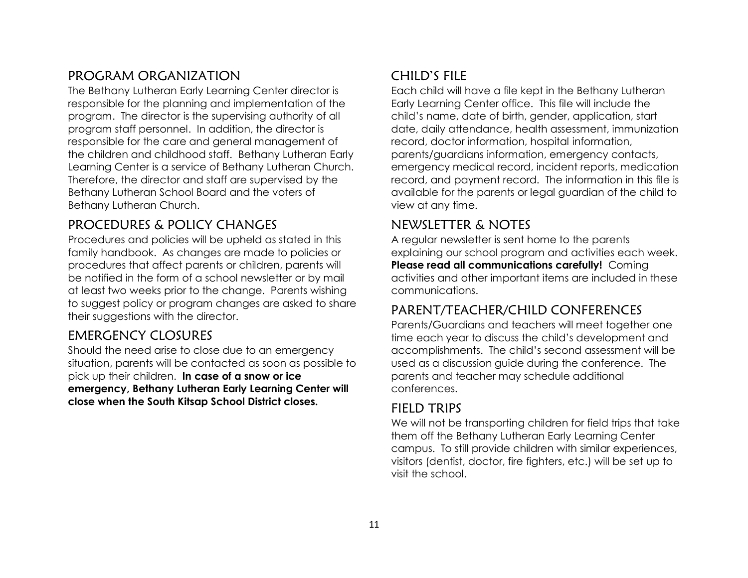## PROGRAM ORGANIZATION

The Bethany Lutheran Early Learning Center director is responsible for the planning and implementation of the program. The director is the supervising authority of all program staff personnel. In addition, the director is responsible for the care and general management of the children and childhood staff. Bethany Lutheran Early Learning Center is a service of Bethany Lutheran Church. Therefore, the director and staff are supervised by the Bethany Lutheran School Board and the voters of Bethany Lutheran Church.

## PROCEDURES & POLICY CHANGES

Procedures and policies will be upheld as stated in this family handbook. As changes are made to policies or procedures that affect parents or children, parents will be notified in the form of a school newsletter or by mail at least two weeks prior to the change. Parents wishing to suggest policy or program changes are asked to share their suggestions with the director.

## EMERGENCY CLOSURES

Should the need arise to close due to an emergency situation, parents will be contacted as soon as possible to pick up their children. **In case of a snow or ice emergency, Bethany Lutheran Early Learning Center will close when the South Kitsap School District closes.**

## CHILD'S FILE

Each child will have a file kept in the Bethany Lutheran Early Learning Center office. This file will include the child's name, date of birth, gender, application, start date, daily attendance, health assessment, immunization record, doctor information, hospital information, parents/guardians information, emergency contacts, emergency medical record, incident reports, medication record, and payment record. The information in this file is available for the parents or legal guardian of the child to view at any time.

## NEWSLETTER & NOTES

A regular newsletter is sent home to the parents explaining our school program and activities each week. **Please read all communications carefully!** Coming activities and other important items are included in these communications.

## PARENT/TEACHER/CHILD CONFERENCES

Parents/Guardians and teachers will meet together one time each year to discuss the child's development and accomplishments. The child's second assessment will be used as a discussion guide during the conference. The parents and teacher may schedule additional conferences.

## FIELD TRIPS

We will not be transporting children for field trips that take them off the Bethany Lutheran Early Learning Center campus. To still provide children with similar experiences, visitors (dentist, doctor, fire fighters, etc.) will be set up to visit the school.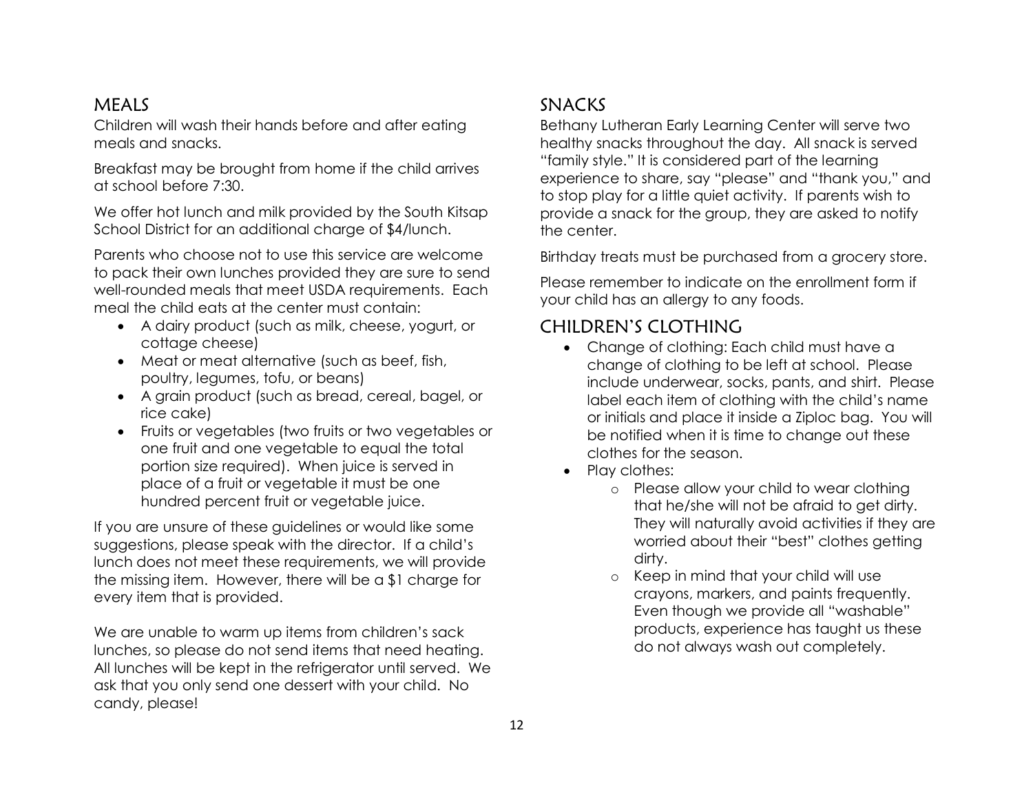## MEALS

Children will wash their hands before and after eating meals and snacks.

Breakfast may be brought from home if the child arrives at school before 7:30.

We offer hot lunch and milk provided by the South Kitsap School District for an additional charge of $4/lunch.

Parents who choose not to use this service are welcome to pack their own lunches provided they are sure to send well-rounded meals that meet USDA requirements. Each meal the child eats at the center must contain:

- A dairy product (such as milk, cheese, yogurt, or cottage cheese)
- Meat or meat alternative (such as beef, fish, poultry, legumes, tofu, or beans)
- A grain product (such as bread, cereal, bagel, or rice cake)
- Fruits or vegetables (two fruits or two vegetables or one fruit and one vegetable to equal the total portion size required). When juice is served in place of a fruit or vegetable it must be one hundred percent fruit or vegetable juice.

If you are unsure of these guidelines or would like some suggestions, please speak with the director. If a child's lunch does not meet these requirements, we will provide the missing item. However, there will be a $1 charge for every item that is provided.

We are unable to warm up items from children's sack lunches, so please do not send items that need heating. All lunches will be kept in the refrigerator until served. We ask that you only send one dessert with your child. No candy, please!

## SNACKS

Bethany Lutheran Early Learning Center will serve two healthy snacks throughout the day. All snack is served "family style." It is considered part of the learning experience to share, say "please" and "thank you," and to stop play for a little quiet activity. If parents wish to provide a snack for the group, they are asked to notify the center.

Birthday treats must be purchased from a grocery store.

Please remember to indicate on the enrollment form if your child has an allergy to any foods.

## CHILDREN'S CLOTHING

- Change of clothing: Each child must have a change of clothing to be left at school. Please include underwear, socks, pants, and shirt. Please label each item of clothing with the child's name or initials and place it inside a Ziploc bag. You will be notified when it is time to change out these clothes for the season.
- Play clothes:
  - Please allow your child to wear clothing that he/she will not be afraid to get dirty. They will naturally avoid activities if they are worried about their "best" clothes getting dirty.
  - Keep in mind that your child will use crayons, markers, and paints frequently. Even though we provide all "washable" products, experience has taught us these do not always wash out completely.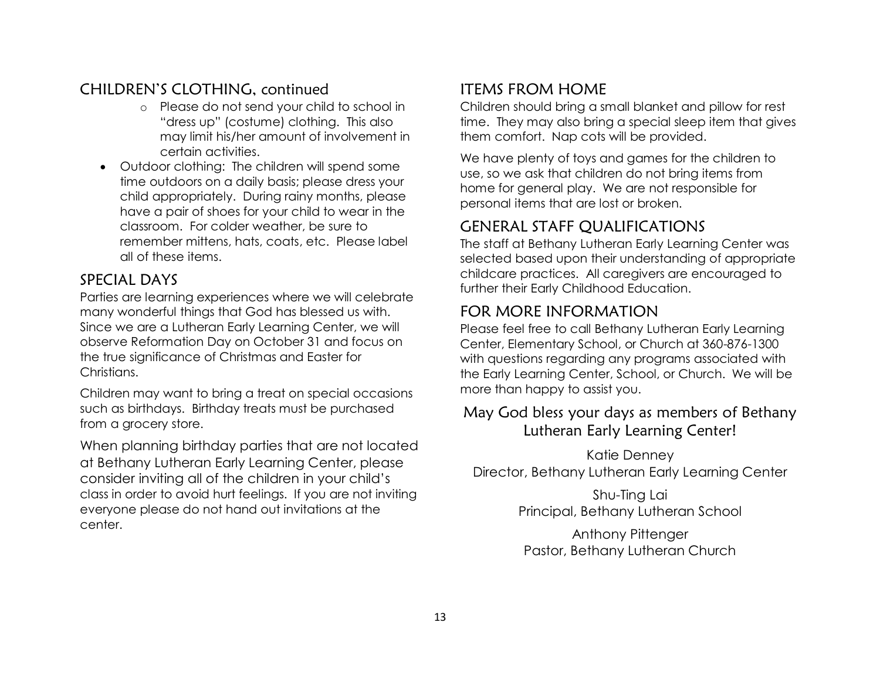## CHILDREN'S CLOTHING, continued

- Please do not send your child to school in "dress up" (costume) clothing. This also may limit his/her amount of involvement in certain activities.

- Outdoor clothing: The children will spend some time outdoors on a daily basis; please dress your child appropriately. During rainy months, please have a pair of shoes for your child to wear in the classroom. For colder weather, be sure to remember mittens, hats, coats, etc. Please label all of these items.

## SPECIAL DAYS

Parties are learning experiences where we will celebrate many wonderful things that God has blessed us with. Since we are a Lutheran Early Learning Center, we will observe Reformation Day on October 31 and focus on the true significance of Christmas and Easter for Christians.

Children may want to bring a treat on special occasions such as birthdays. Birthday treats must be purchased from a grocery store.

When planning birthday parties that are not located at Bethany Lutheran Early Learning Center, please consider inviting all of the children in your child's class in order to avoid hurt feelings. If you are not inviting everyone please do not hand out invitations at the center.

## ITEMS FROM HOME

Children should bring a small blanket and pillow for rest time. They may also bring a special sleep item that gives them comfort. Nap cots will be provided.

We have plenty of toys and games for the children to use, so we ask that children do not bring items from home for general play. We are not responsible for personal items that are lost or broken.

## GENERAL STAFF QUALIFICATIONS

The staff at Bethany Lutheran Early Learning Center was selected based upon their understanding of appropriate childcare practices. All caregivers are encouraged to further their Early Childhood Education.

## FOR MORE INFORMATION

Please feel free to call Bethany Lutheran Early Learning Center, Elementary School, or Church at 360-876-1300 with questions regarding any programs associated with the Early Learning Center, School, or Church. We will be more than happy to assist you.

### May God bless your days as members of Bethany Lutheran Early Learning Center!

Katie Denney
Director, Bethany Lutheran Early Learning Center

Shu-Ting Lai
Principal, Bethany Lutheran School

Anthony Pittenger
Pastor, Bethany Lutheran Church